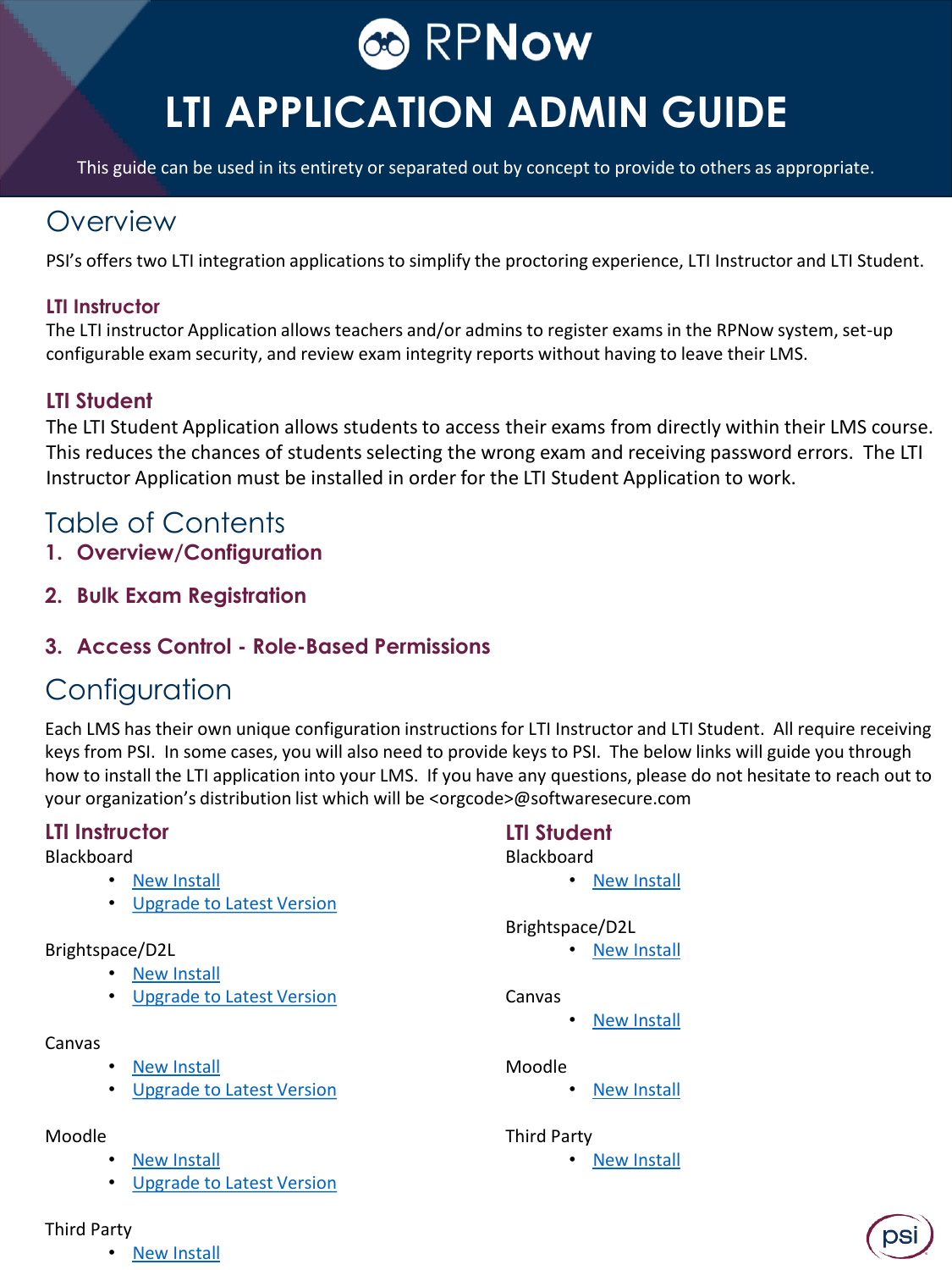# RPNow

# LTI APPLICATION ADMIN GUIDE

This guide can be used in its entirety or separated out by concept to provide to others as appropriate.

## Overview

PSI's offers two LTI integration applications to simplify the proctoring experience, LTI Instructor and LTI Student.

### LTI Instructor

The LTI instructor Application allows teachers and/or admins to register exams in the RPNow system, set-up configurable exam security, and review exam integrity reports without having to leave their LMS.

### LTI Student

The LTI Student Application allows students to access their exams from directly within their LMS course. This reduces the chances of students selecting the wrong exam and receiving password errors. The LTI Instructor Application must be installed in order for the LTI Student Application to work.

## Table of Contents

1. **Overview/Configuration**
2. **Bulk Exam Registration**
3. **Access Control - Role-Based Permissions**

## Configuration

Each LMS has their own unique configuration instructions for LTI Instructor and LTI Student. All require receiving keys from PSI. In some cases, you will also need to provide keys to PSI. The below links will guide you through how to install the LTI application into your LMS. If you have any questions, please do not hesitate to reach out to your organization's distribution list which will be <orgcode>@softwaresecure.com

### LTI Instructor

Blackboard

- New Install
- Upgrade to Latest Version

Brightspace/D2L

- New Install
- Upgrade to Latest Version

Canvas

- New Install
- Upgrade to Latest Version

Moodle

- New Install
- Upgrade to Latest Version

Third Party

- New Install

### LTI Student

Blackboard

- New Install

Brightspace/D2L

- New Install

Canvas

- New Install

Moodle

- New Install

Third Party

- New Install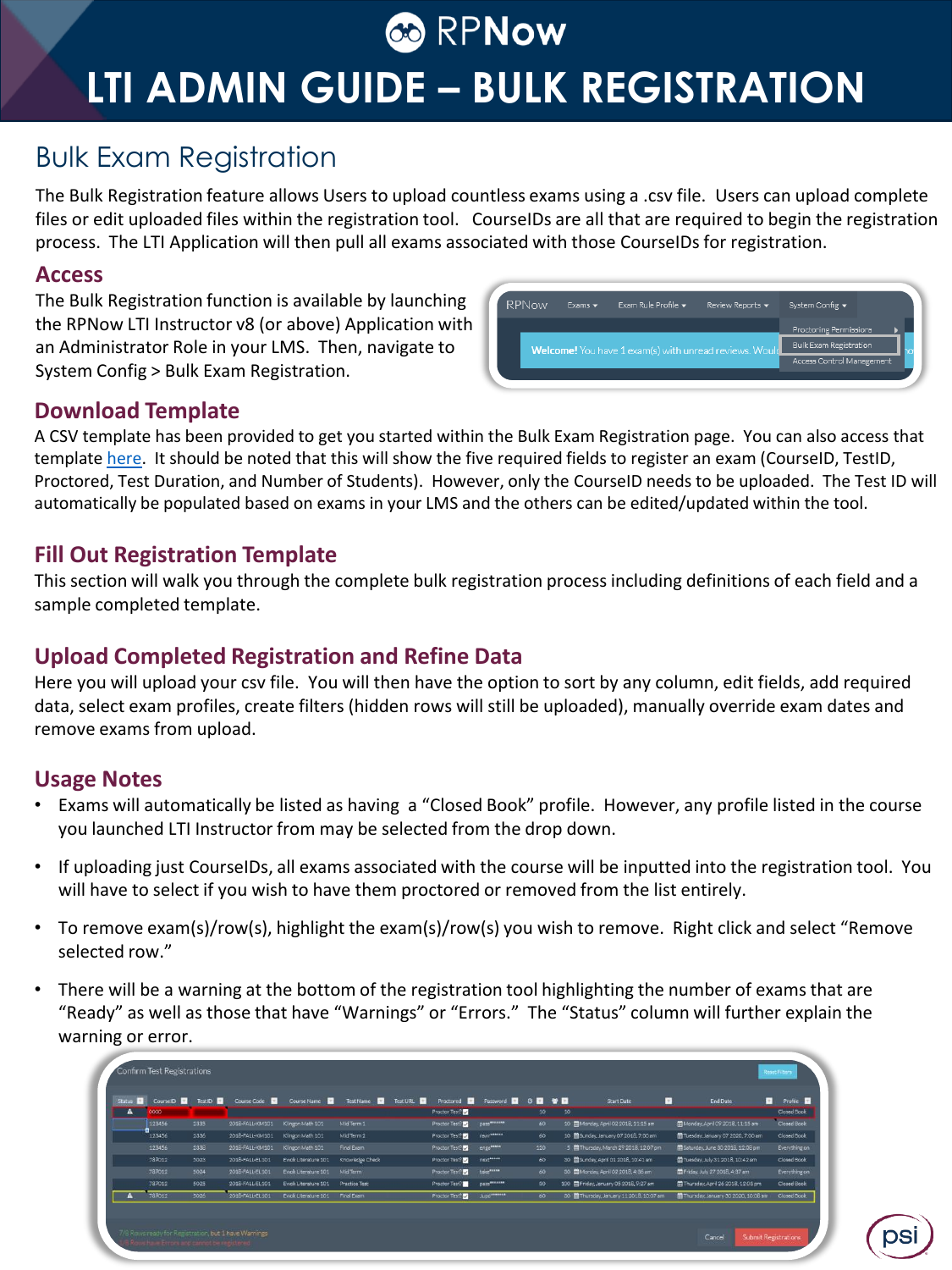# LTI ADMIN GUIDE – BULK REGISTRATION

## Bulk Exam Registration

The Bulk Registration feature allows Users to upload countless exams using a .csv file. Users can upload complete files or edit uploaded files within the registration tool. CourseIDs are all that are required to begin the registration process. The LTI Application will then pull all exams associated with those CourseIDs for registration.

### Access

The Bulk Registration function is available by launching the RPNow LTI Instructor v8 (or above) Application with an Administrator Role in your LMS. Then, navigate to System Config > Bulk Exam Registration.

### Download Template

A CSV template has been provided to get you started within the Bulk Exam Registration page. You can also access that template here. It should be noted that this will show the five required fields to register an exam (CourseID, TestID, Proctored, Test Duration, and Number of Students). However, only the CourseID needs to be uploaded. The Test ID will automatically be populated based on exams in your LMS and the others can be edited/updated within the tool.

### Fill Out Registration Template

This section will walk you through the complete bulk registration process including definitions of each field and a sample completed template.

### Upload Completed Registration and Refine Data

Here you will upload your csv file. You will then have the option to sort by any column, edit fields, add required data, select exam profiles, create filters (hidden rows will still be uploaded), manually override exam dates and remove exams from upload.

### Usage Notes

- Exams will automatically be listed as having a "Closed Book" profile. However, any profile listed in the course you launched LTI Instructor from may be selected from the drop down.
- If uploading just CourseIDs, all exams associated with the course will be inputted into the registration tool. You will have to select if you wish to have them proctored or removed from the list entirely.
- To remove exam(s)/row(s), highlight the exam(s)/row(s) you wish to remove. Right click and select "Remove selected row."
- There will be a warning at the bottom of the registration tool highlighting the number of exams that are "Ready" as well as those that have "Warnings" or "Errors." The "Status" column will further explain the warning or error.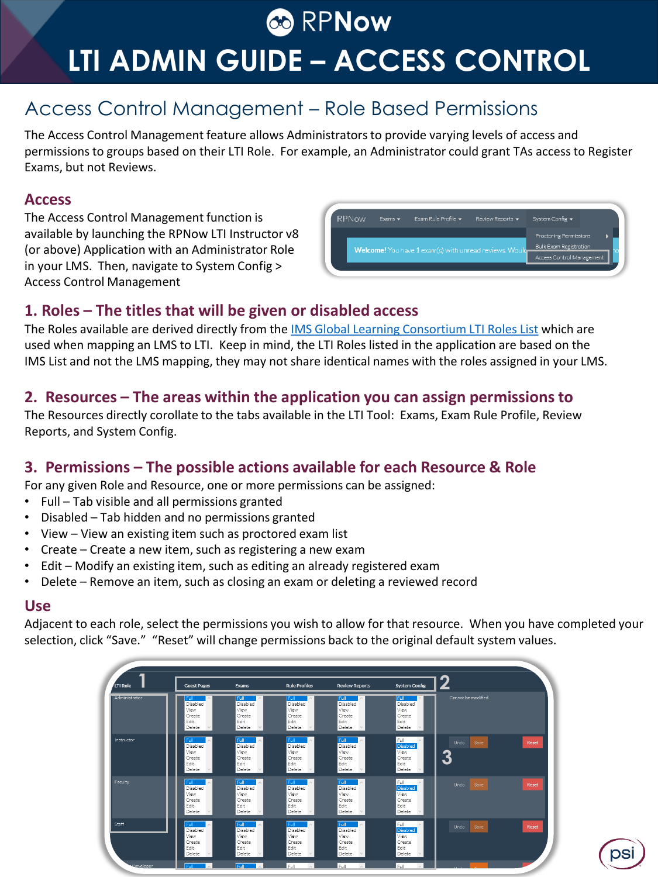# LTI ADMIN GUIDE – ACCESS CONTROL

## Access Control Management – Role Based Permissions

The Access Control Management feature allows Administrators to provide varying levels of access and permissions to groups based on their LTI Role. For example, an Administrator could grant TAs access to Register Exams, but not Reviews.

### Access

The Access Control Management function is available by launching the RPNow LTI Instructor v8 (or above) Application with an Administrator Role in your LMS. Then, navigate to System Config > Access Control Management

### 1. Roles – The titles that will be given or disabled access

The Roles available are derived directly from the IMS Global Learning Consortium LTI Roles List which are used when mapping an LMS to LTI. Keep in mind, the LTI Roles listed in the application are based on the IMS List and not the LMS mapping, they may not share identical names with the roles assigned in your LMS.

### 2. Resources – The areas within the application you can assign permissions to

The Resources directly corollate to the tabs available in the LTI Tool: Exams, Exam Rule Profile, Review Reports, and System Config.

### 3. Permissions – The possible actions available for each Resource & Role

For any given Role and Resource, one or more permissions can be assigned:

- Full – Tab visible and all permissions granted
- Disabled – Tab hidden and no permissions granted
- View – View an existing item such as proctored exam list
- Create – Create a new item, such as registering a new exam
- Edit – Modify an existing item, such as editing an already registered exam
- Delete – Remove an item, such as closing an exam or deleting a reviewed record

### Use

Adjacent to each role, select the permissions you wish to allow for that resource. When you have completed your selection, click "Save." "Reset" will change permissions back to the original default system values.